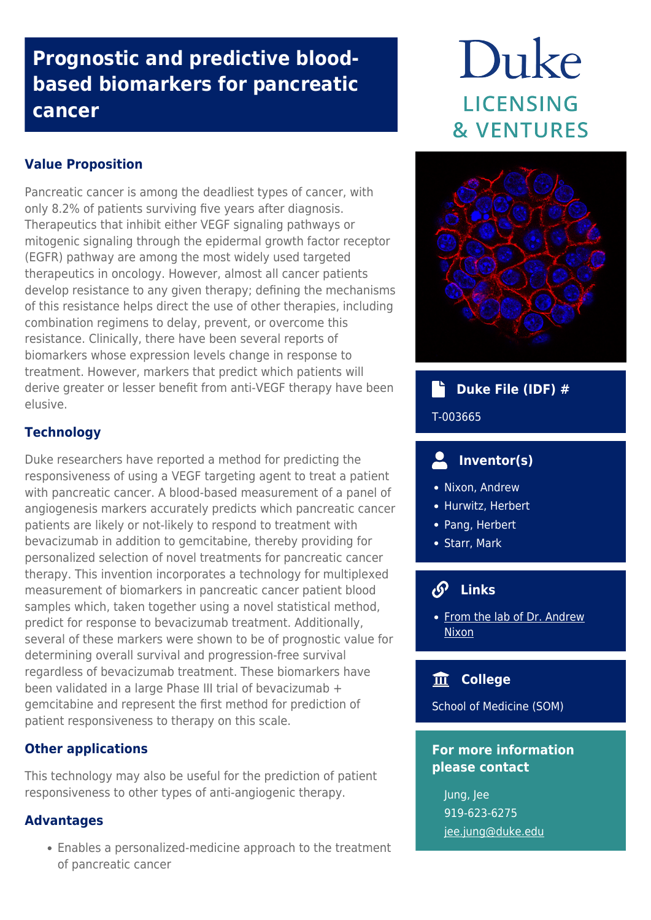# Prognostic and predictive blood-based biomarkers for pancreatic cancer

Duke
LICENSING
& VENTURES

## Value Proposition

Pancreatic cancer is among the deadliest types of cancer, with only 8.2% of patients surviving five years after diagnosis. Therapeutics that inhibit either VEGF signaling pathways or mitogenic signaling through the epidermal growth factor receptor (EGFR) pathway are among the most widely used targeted therapeutics in oncology. However, almost all cancer patients develop resistance to any given therapy; defining the mechanisms of this resistance helps direct the use of other therapies, including combination regimens to delay, prevent, or overcome this resistance. Clinically, there have been several reports of biomarkers whose expression levels change in response to treatment. However, markers that predict which patients will derive greater or lesser benefit from anti-VEGF therapy have been elusive.

## Technology

Duke researchers have reported a method for predicting the responsiveness of using a VEGF targeting agent to treat a patient with pancreatic cancer. A blood-based measurement of a panel of angiogenesis markers accurately predicts which pancreatic cancer patients are likely or not-likely to respond to treatment with bevacizumab in addition to gemcitabine, thereby providing for personalized selection of novel treatments for pancreatic cancer therapy. This invention incorporates a technology for multiplexed measurement of biomarkers in pancreatic cancer patient blood samples which, taken together using a novel statistical method, predict for response to bevacizumab treatment. Additionally, several of these markers were shown to be of prognostic value for determining overall survival and progression-free survival regardless of bevacizumab treatment. These biomarkers have been validated in a large Phase III trial of bevacizumab + gemcitabine and represent the first method for prediction of patient responsiveness to therapy on this scale.

## Other applications

This technology may also be useful for the prediction of patient responsiveness to other types of anti-angiogenic therapy.

## Advantages

- Enables a personalized-medicine approach to the treatment of pancreatic cancer

### Duke File (IDF) #

T-003665

### Inventor(s)

- Nixon, Andrew
- Hurwitz, Herbert
- Pang, Herbert
- Starr, Mark

### Links

- From the lab of Dr. Andrew Nixon

### College

School of Medicine (SOM)

### For more information please contact

Jung, Jee
919-623-6275
jee.jung@duke.edu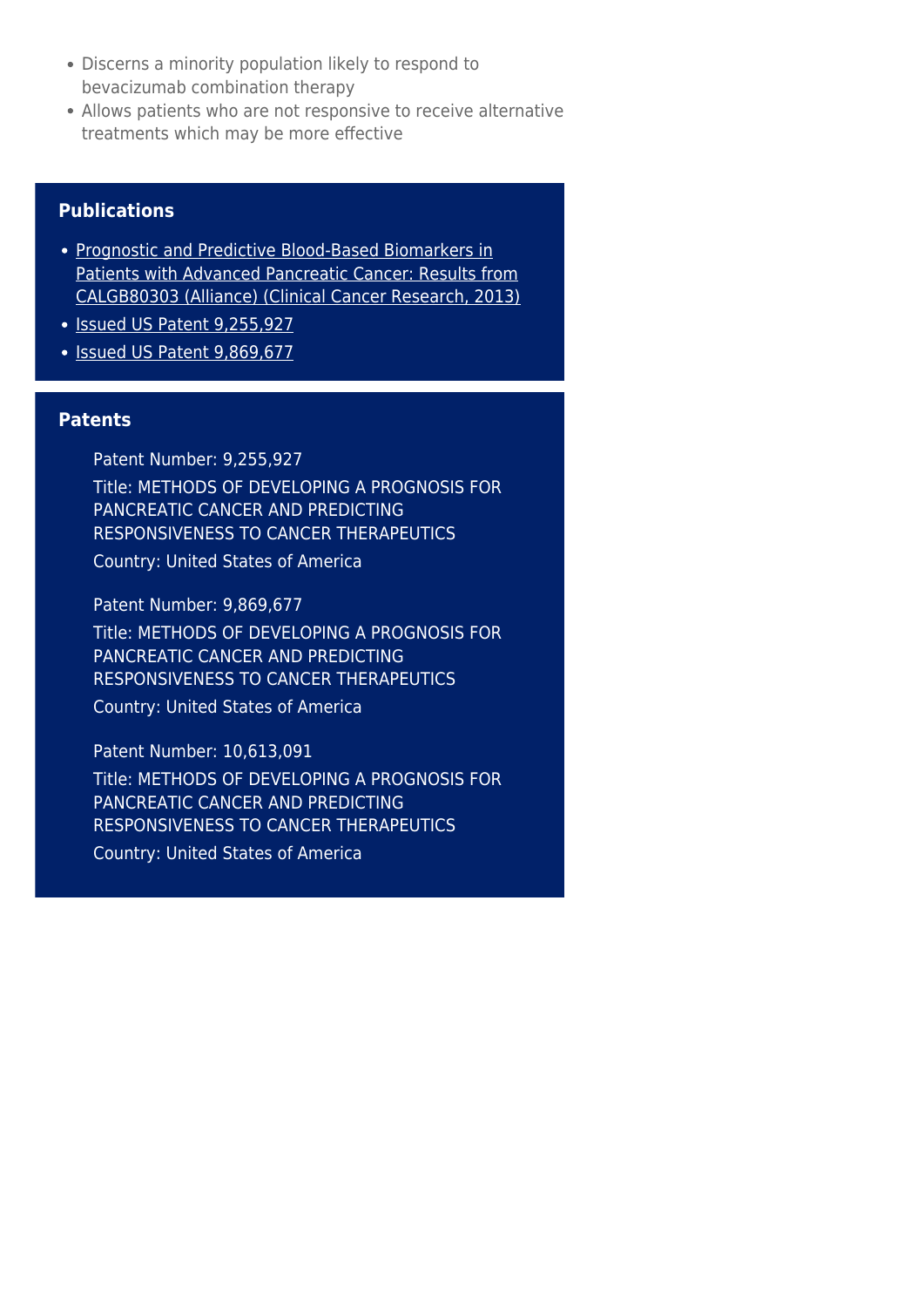- Discerns a minority population likely to respond to bevacizumab combination therapy
- Allows patients who are not responsive to receive alternative treatments which may be more effective

## Publications

- Prognostic and Predictive Blood-Based Biomarkers in Patients with Advanced Pancreatic Cancer: Results from CALGB80303 (Alliance) (Clinical Cancer Research, 2013)
- Issued US Patent 9,255,927
- Issued US Patent 9,869,677

## Patents

Patent Number: 9,255,927

Title: METHODS OF DEVELOPING A PROGNOSIS FOR PANCREATIC CANCER AND PREDICTING RESPONSIVENESS TO CANCER THERAPEUTICS

Country: United States of America

Patent Number: 9,869,677

Title: METHODS OF DEVELOPING A PROGNOSIS FOR PANCREATIC CANCER AND PREDICTING RESPONSIVENESS TO CANCER THERAPEUTICS

Country: United States of America

Patent Number: 10,613,091

Title: METHODS OF DEVELOPING A PROGNOSIS FOR PANCREATIC CANCER AND PREDICTING RESPONSIVENESS TO CANCER THERAPEUTICS

Country: United States of America